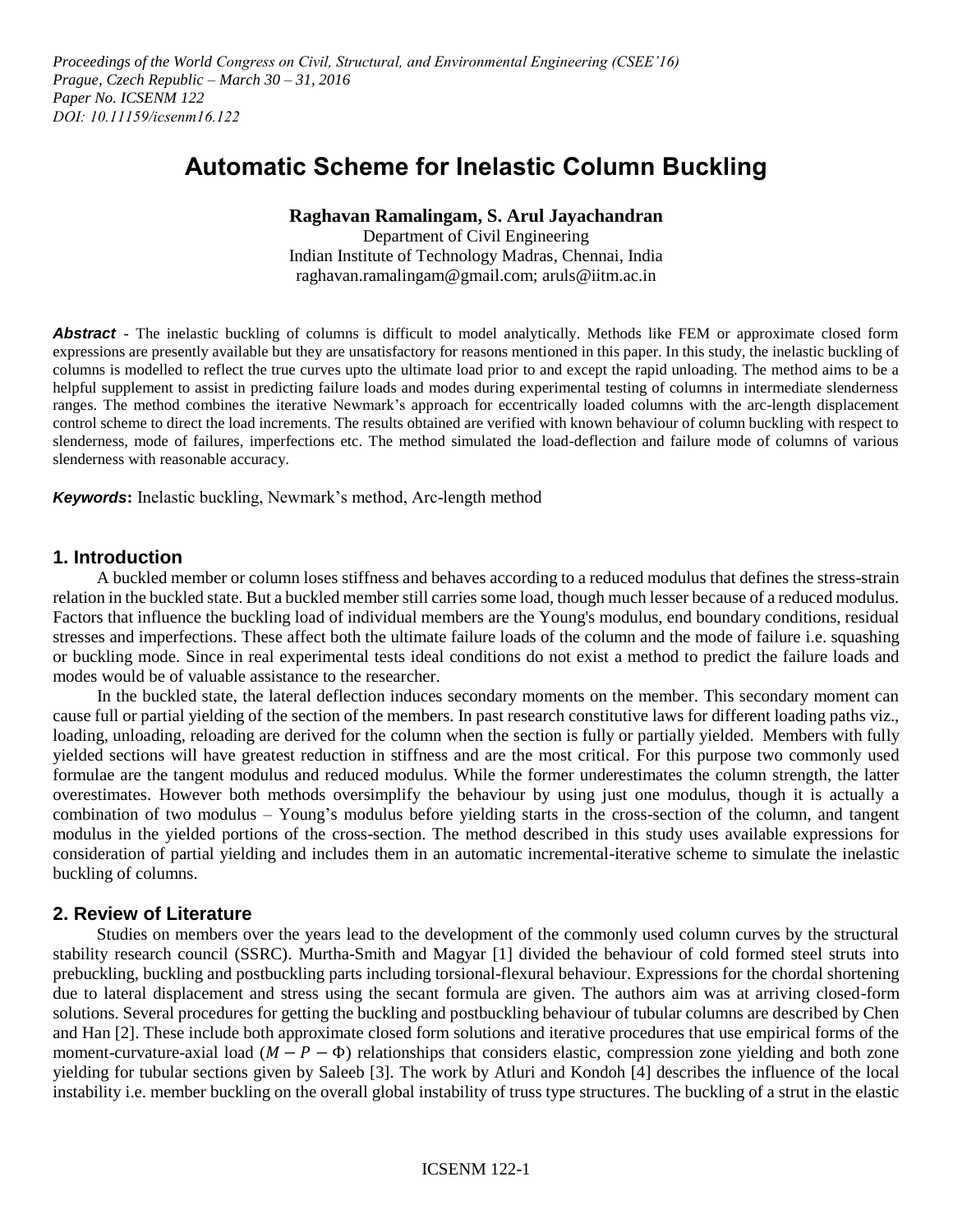*Proceedings of the World Congress on Civil, Structural, and Environmental Engineering (CSEE'16)*
*Prague, Czech Republic – March 30 – 31, 2016*
*Paper No. ICSENM 122*
*DOI: 10.11159/icsenm16.122*

# Automatic Scheme for Inelastic Column Buckling

**Raghavan Ramalingam, S. Arul Jayachandran**
Department of Civil Engineering
Indian Institute of Technology Madras, Chennai, India
raghavan.ramalingam@gmail.com; aruls@iitm.ac.in

***Abstract*** - The inelastic buckling of columns is difficult to model analytically. Methods like FEM or approximate closed form expressions are presently available but they are unsatisfactory for reasons mentioned in this paper. In this study, the inelastic buckling of columns is modelled to reflect the true curves upto the ultimate load prior to and except the rapid unloading. The method aims to be a helpful supplement to assist in predicting failure loads and modes during experimental testing of columns in intermediate slenderness ranges. The method combines the iterative Newmark's approach for eccentrically loaded columns with the arc-length displacement control scheme to direct the load increments. The results obtained are verified with known behaviour of column buckling with respect to slenderness, mode of failures, imperfections etc. The method simulated the load-deflection and failure mode of columns of various slenderness with reasonable accuracy.

***Keywords*:** Inelastic buckling, Newmark's method, Arc-length method

## 1. Introduction

A buckled member or column loses stiffness and behaves according to a reduced modulus that defines the stress-strain relation in the buckled state. But a buckled member still carries some load, though much lesser because of a reduced modulus. Factors that influence the buckling load of individual members are the Young's modulus, end boundary conditions, residual stresses and imperfections. These affect both the ultimate failure loads of the column and the mode of failure i.e. squashing or buckling mode. Since in real experimental tests ideal conditions do not exist a method to predict the failure loads and modes would be of valuable assistance to the researcher.

In the buckled state, the lateral deflection induces secondary moments on the member. This secondary moment can cause full or partial yielding of the section of the members. In past research constitutive laws for different loading paths viz., loading, unloading, reloading are derived for the column when the section is fully or partially yielded. Members with fully yielded sections will have greatest reduction in stiffness and are the most critical. For this purpose two commonly used formulae are the tangent modulus and reduced modulus. While the former underestimates the column strength, the latter overestimates. However both methods oversimplify the behaviour by using just one modulus, though it is actually a combination of two modulus – Young's modulus before yielding starts in the cross-section of the column, and tangent modulus in the yielded portions of the cross-section. The method described in this study uses available expressions for consideration of partial yielding and includes them in an automatic incremental-iterative scheme to simulate the inelastic buckling of columns.

## 2. Review of Literature

Studies on members over the years lead to the development of the commonly used column curves by the structural stability research council (SSRC). Murtha-Smith and Magyar [1] divided the behaviour of cold formed steel struts into prebuckling, buckling and postbuckling parts including torsional-flexural behaviour. Expressions for the chordal shortening due to lateral displacement and stress using the secant formula are given. The authors aim was at arriving closed-form solutions. Several procedures for getting the buckling and postbuckling behaviour of tubular columns are described by Chen and Han [2]. These include both approximate closed form solutions and iterative procedures that use empirical forms of the moment-curvature-axial load ($M - P - \Phi$) relationships that considers elastic, compression zone yielding and both zone yielding for tubular sections given by Saleeb [3]. The work by Atluri and Kondoh [4] describes the influence of the local instability i.e. member buckling on the overall global instability of truss type structures. The buckling of a strut in the elastic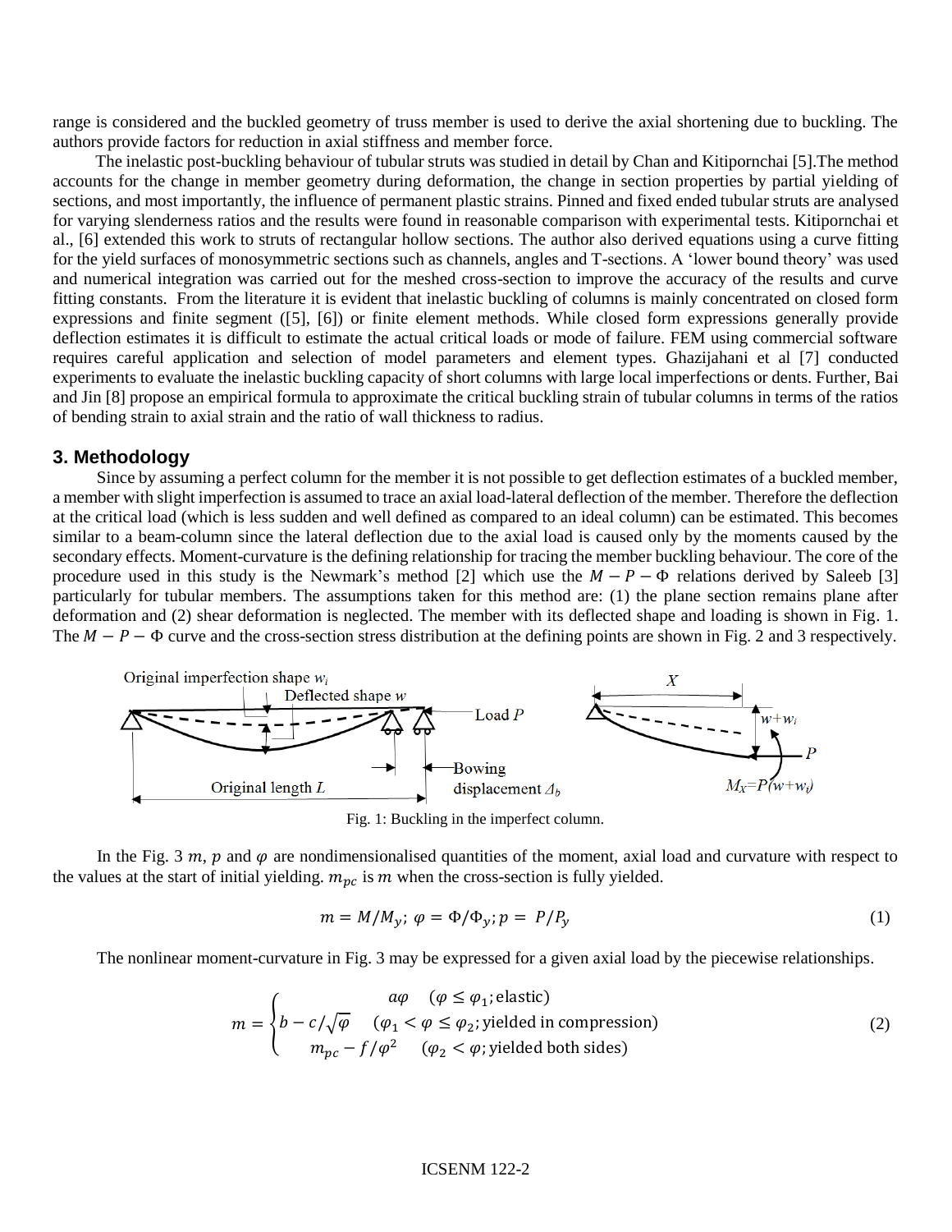range is considered and the buckled geometry of truss member is used to derive the axial shortening due to buckling. The authors provide factors for reduction in axial stiffness and member force.

The inelastic post-buckling behaviour of tubular struts was studied in detail by Chan and Kitipornchai [5].The method accounts for the change in member geometry during deformation, the change in section properties by partial yielding of sections, and most importantly, the influence of permanent plastic strains. Pinned and fixed ended tubular struts are analysed for varying slenderness ratios and the results were found in reasonable comparison with experimental tests. Kitipornchai et al., [6] extended this work to struts of rectangular hollow sections. The author also derived equations using a curve fitting for the yield surfaces of monosymmetric sections such as channels, angles and T-sections. A 'lower bound theory' was used and numerical integration was carried out for the meshed cross-section to improve the accuracy of the results and curve fitting constants. From the literature it is evident that inelastic buckling of columns is mainly concentrated on closed form expressions and finite segment ([5], [6]) or finite element methods. While closed form expressions generally provide deflection estimates it is difficult to estimate the actual critical loads or mode of failure. FEM using commercial software requires careful application and selection of model parameters and element types. Ghazijahani et al [7] conducted experiments to evaluate the inelastic buckling capacity of short columns with large local imperfections or dents. Further, Bai and Jin [8] propose an empirical formula to approximate the critical buckling strain of tubular columns in terms of the ratios of bending strain to axial strain and the ratio of wall thickness to radius.

## 3. Methodology

Since by assuming a perfect column for the member it is not possible to get deflection estimates of a buckled member, a member with slight imperfection is assumed to trace an axial load-lateral deflection of the member. Therefore the deflection at the critical load (which is less sudden and well defined as compared to an ideal column) can be estimated. This becomes similar to a beam-column since the lateral deflection due to the axial load is caused only by the moments caused by the secondary effects. Moment-curvature is the defining relationship for tracing the member buckling behaviour. The core of the procedure used in this study is the Newmark's method [2] which use the $M - P - \Phi$ relations derived by Saleeb [3] particularly for tubular members. The assumptions taken for this method are: (1) the plane section remains plane after deformation and (2) shear deformation is neglected. The member with its deflected shape and loading is shown in Fig. 1. The $M - P - \Phi$ curve and the cross-section stress distribution at the defining points are shown in Fig. 2 and 3 respectively.

Fig. 1: Buckling in the imperfect column.

In the Fig. 3 $m$, $p$ and $\varphi$ are nondimensionalised quantities of the moment, axial load and curvature with respect to the values at the start of initial yielding. $m_{pc}$ is $m$ when the cross-section is fully yielded.

$$m = M/M_y;\ \varphi = \Phi/\Phi_y;\ p = P/P_y \tag{1}$$

The nonlinear moment-curvature in Fig. 3 may be expressed for a given axial load by the piecewise relationships.

$$m = \begin{cases} a\varphi & (\varphi \le \varphi_1;\text{elastic}) \\ b - c/\sqrt{\varphi} & (\varphi_1 < \varphi \le \varphi_2;\text{yielded in compression}) \\ m_{pc} - f/\varphi^2 & (\varphi_2 < \varphi;\text{yielded both sides}) \end{cases} \tag{2}$$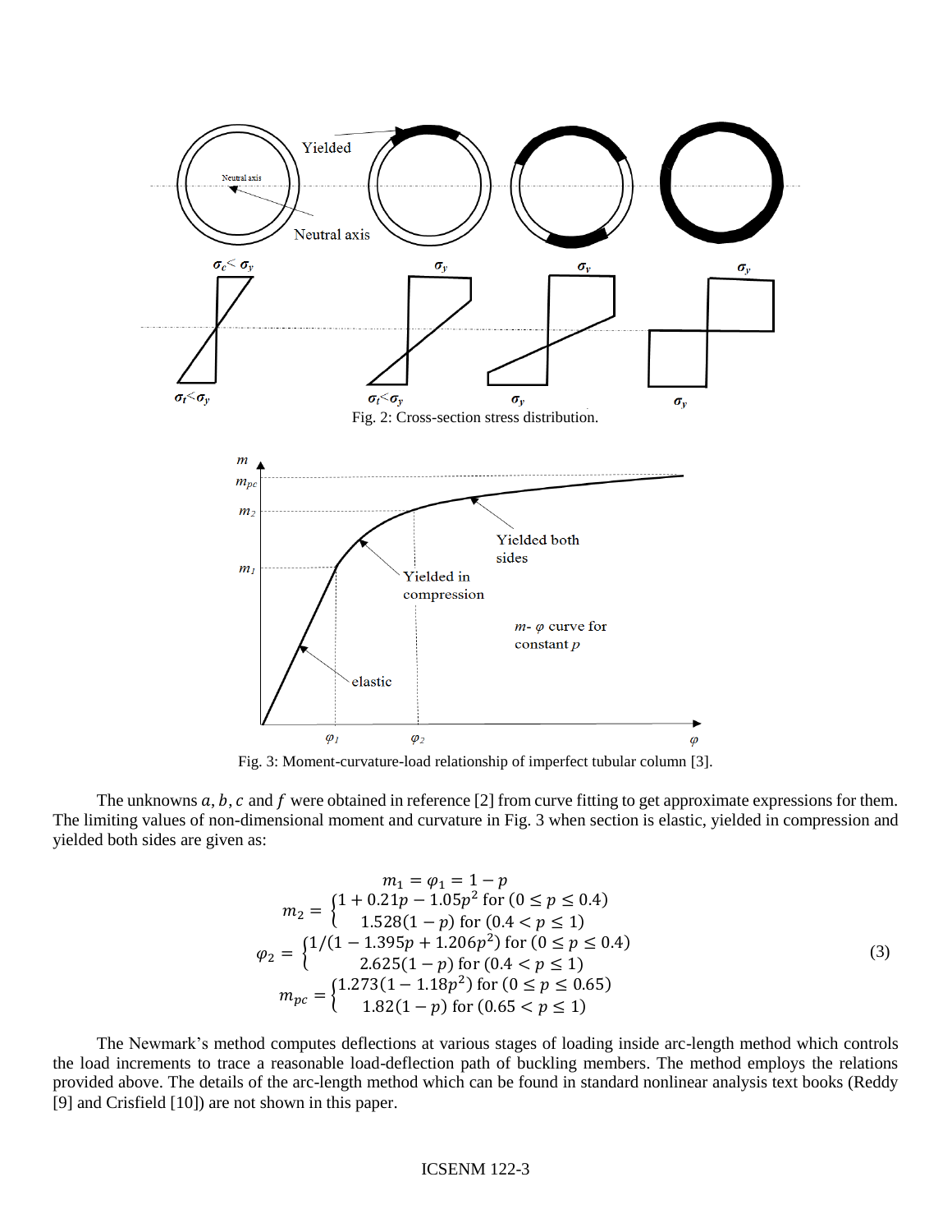Fig. 2: Cross-section stress distribution.

Fig. 3: Moment-curvature-load relationship of imperfect tubular column [3].

The unknowns $a, b, c$ and $f$ were obtained in reference [2] from curve fitting to get approximate expressions for them. The limiting values of non-dimensional moment and curvature in Fig. 3 when section is elastic, yielded in compression and yielded both sides are given as:

$$
\begin{aligned}
m_1 &= \varphi_1 = 1 - p \\
m_2 &= \begin{cases} 1 + 0.21p - 1.05p^2 \text{ for } (0 \leq p \leq 0.4) \\ 1.528(1 - p) \text{ for } (0.4 < p \leq 1) \end{cases} \\
\varphi_2 &= \begin{cases} 1/(1 - 1.395p + 1.206p^2) \text{ for } (0 \leq p \leq 0.4) \\ 2.625(1 - p) \text{ for } (0.4 < p \leq 1) \end{cases} \\
m_{pc} &= \begin{cases} 1.273(1 - 1.18p^2) \text{ for } (0 \leq p \leq 0.65) \\ 1.82(1 - p) \text{ for } (0.65 < p \leq 1) \end{cases}
\end{aligned}
\tag{3}
$$

The Newmark's method computes deflections at various stages of loading inside arc-length method which controls the load increments to trace a reasonable load-deflection path of buckling members. The method employs the relations provided above. The details of the arc-length method which can be found in standard nonlinear analysis text books (Reddy [9] and Crisfield [10]) are not shown in this paper.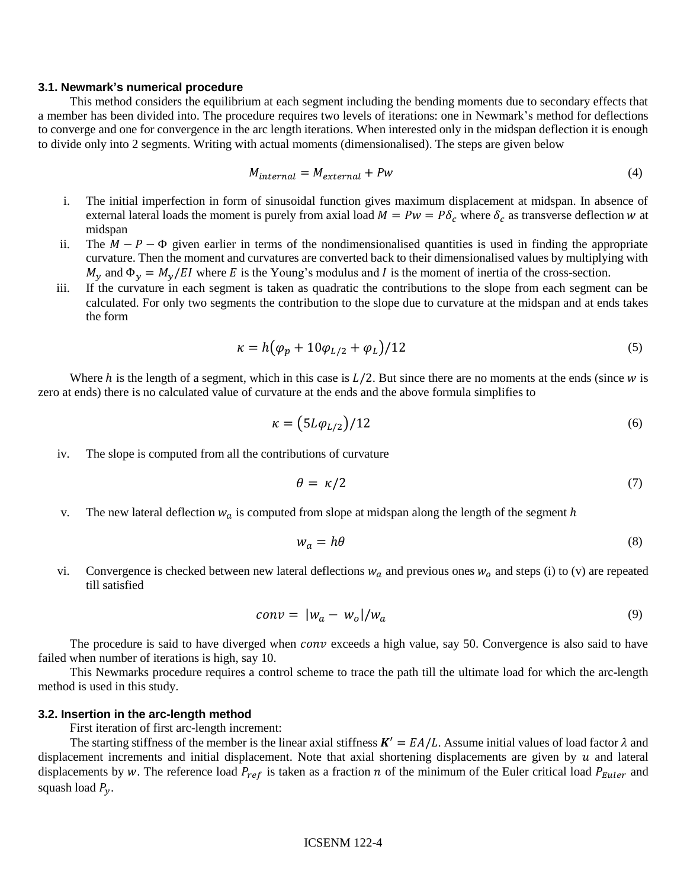### 3.1. Newmark's numerical procedure

This method considers the equilibrium at each segment including the bending moments due to secondary effects that a member has been divided into. The procedure requires two levels of iterations: one in Newmark's method for deflections to converge and one for convergence in the arc length iterations. When interested only in the midspan deflection it is enough to divide only into 2 segments. Writing with actual moments (dimensionalised). The steps are given below

$$M_{internal} = M_{external} + Pw \tag{4}$$

i. The initial imperfection in form of sinusoidal function gives maximum displacement at midspan. In absence of external lateral loads the moment is purely from axial load $M = Pw = P\delta_c$ where $\delta_c$ as transverse deflection $w$ at midspan
ii. The $M - P - \Phi$ given earlier in terms of the nondimensionalised quantities is used in finding the appropriate curvature. Then the moment and curvatures are converted back to their dimensionalised values by multiplying with $M_y$ and $\Phi_y = M_y/EI$ where $E$ is the Young's modulus and $I$ is the moment of inertia of the cross-section.
iii. If the curvature in each segment is taken as quadratic the contributions to the slope from each segment can be calculated. For only two segments the contribution to the slope due to curvature at the midspan and at ends takes the form

$$\kappa = h\left(\varphi_p + 10\varphi_{L/2} + \varphi_L\right)/12 \tag{5}$$

Where $h$ is the length of a segment, which in this case is $L/2$. But since there are no moments at the ends (since $w$ is zero at ends) there is no calculated value of curvature at the ends and the above formula simplifies to

$$\kappa = \left(5L\varphi_{L/2}\right)/12 \tag{6}$$

iv. The slope is computed from all the contributions of curvature

$$\theta = \kappa/2 \tag{7}$$

v. The new lateral deflection $w_a$ is computed from slope at midspan along the length of the segment $h$

$$w_a = h\theta \tag{8}$$

vi. Convergence is checked between new lateral deflections $w_a$ and previous ones $w_o$ and steps (i) to (v) are repeated till satisfied

$$conv = |w_a - w_o|/w_a \tag{9}$$

The procedure is said to have diverged when $conv$ exceeds a high value, say 50. Convergence is also said to have failed when number of iterations is high, say 10.

This Newmarks procedure requires a control scheme to trace the path till the ultimate load for which the arc-length method is used in this study.

### 3.2. Insertion in the arc-length method

First iteration of first arc-length increment:

The starting stiffness of the member is the linear axial stiffness $\boldsymbol{K}' = EA/L$. Assume initial values of load factor $\lambda$ and displacement increments and initial displacement. Note that axial shortening displacements are given by $u$ and lateral displacements by $w$. The reference load $P_{ref}$ is taken as a fraction $n$ of the minimum of the Euler critical load $P_{Euler}$ and squash load $P_y$.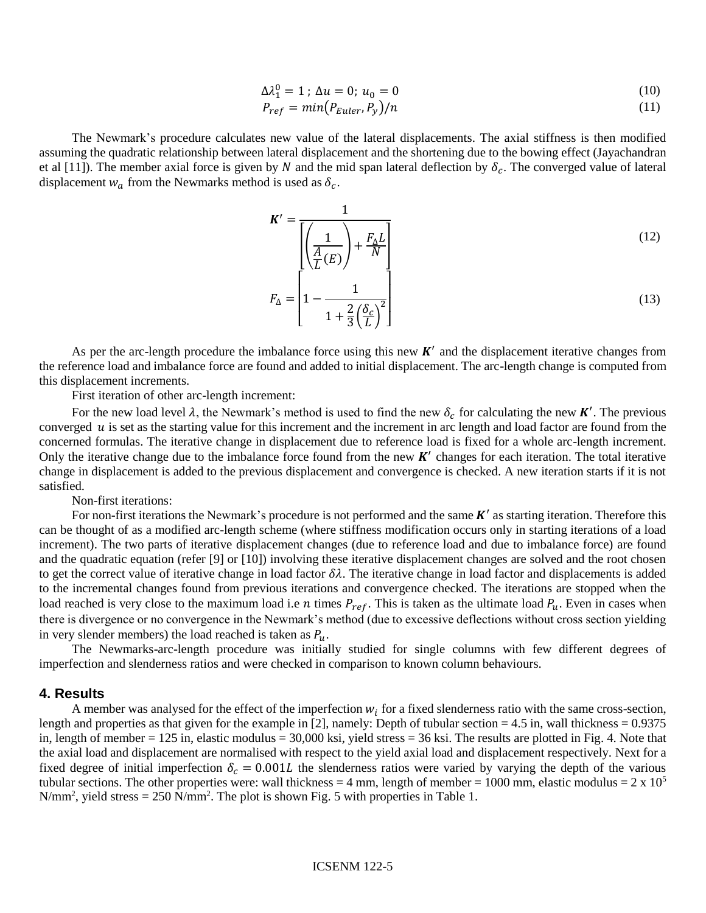$$\Delta\lambda_1^0 = 1\ ;\ \Delta u = 0;\ u_0 = 0 \tag{10}$$

$$P_{ref} = min(P_{Euler}, P_y)/n \tag{11}$$

The Newmark's procedure calculates new value of the lateral displacements. The axial stiffness is then modified assuming the quadratic relationship between lateral displacement and the shortening due to the bowing effect (Jayachandran et al [11]). The member axial force is given by $N$ and the mid span lateral deflection by $\delta_c$. The converged value of lateral displacement $w_a$ from the Newmarks method is used as $\delta_c$.

$$\boldsymbol{K'} = \frac{1}{\left[\left(\frac{1}{\frac{A}{L}(E)}\right) + \frac{F_\Delta L}{N}\right]} \tag{12}$$

$$F_\Delta = \left[1 - \frac{1}{1 + \frac{2}{3}\left(\frac{\delta_c}{L}\right)^2}\right] \tag{13}$$

As per the arc-length procedure the imbalance force using this new $\boldsymbol{K'}$ and the displacement iterative changes from the reference load and imbalance force are found and added to initial displacement. The arc-length change is computed from this displacement increments.

First iteration of other arc-length increment:

For the new load level $\lambda$, the Newmark's method is used to find the new $\delta_c$ for calculating the new $\boldsymbol{K'}$. The previous converged $u$ is set as the starting value for this increment and the increment in arc length and load factor are found from the concerned formulas. The iterative change in displacement due to reference load is fixed for a whole arc-length increment. Only the iterative change due to the imbalance force found from the new $\boldsymbol{K'}$ changes for each iteration. The total iterative change in displacement is added to the previous displacement and convergence is checked. A new iteration starts if it is not satisfied.

Non-first iterations:

For non-first iterations the Newmark's procedure is not performed and the same $\boldsymbol{K'}$ as starting iteration. Therefore this can be thought of as a modified arc-length scheme (where stiffness modification occurs only in starting iterations of a load increment). The two parts of iterative displacement changes (due to reference load and due to imbalance force) are found and the quadratic equation (refer [9] or [10]) involving these iterative displacement changes are solved and the root chosen to get the correct value of iterative change in load factor $\delta\lambda$. The iterative change in load factor and displacements is added to the incremental changes found from previous iterations and convergence checked. The iterations are stopped when the load reached is very close to the maximum load i.e $n$ times $P_{ref}$. This is taken as the ultimate load $P_u$. Even in cases when there is divergence or no convergence in the Newmark's method (due to excessive deflections without cross section yielding in very slender members) the load reached is taken as $P_u$.

The Newmarks-arc-length procedure was initially studied for single columns with few different degrees of imperfection and slenderness ratios and were checked in comparison to known column behaviours.

## 4. Results

A member was analysed for the effect of the imperfection $w_i$ for a fixed slenderness ratio with the same cross-section, length and properties as that given for the example in [2], namely: Depth of tubular section = 4.5 in, wall thickness = 0.9375 in, length of member = 125 in, elastic modulus = 30,000 ksi, yield stress = 36 ksi. The results are plotted in Fig. 4. Note that the axial load and displacement are normalised with respect to the yield axial load and displacement respectively. Next for a fixed degree of initial imperfection $\delta_c = 0.001L$ the slenderness ratios were varied by varying the depth of the various tubular sections. The other properties were: wall thickness = 4 mm, length of member = 1000 mm, elastic modulus = 2 x $10^5$ N/mm$^2$, yield stress = 250 N/mm$^2$. The plot is shown Fig. 5 with properties in Table 1.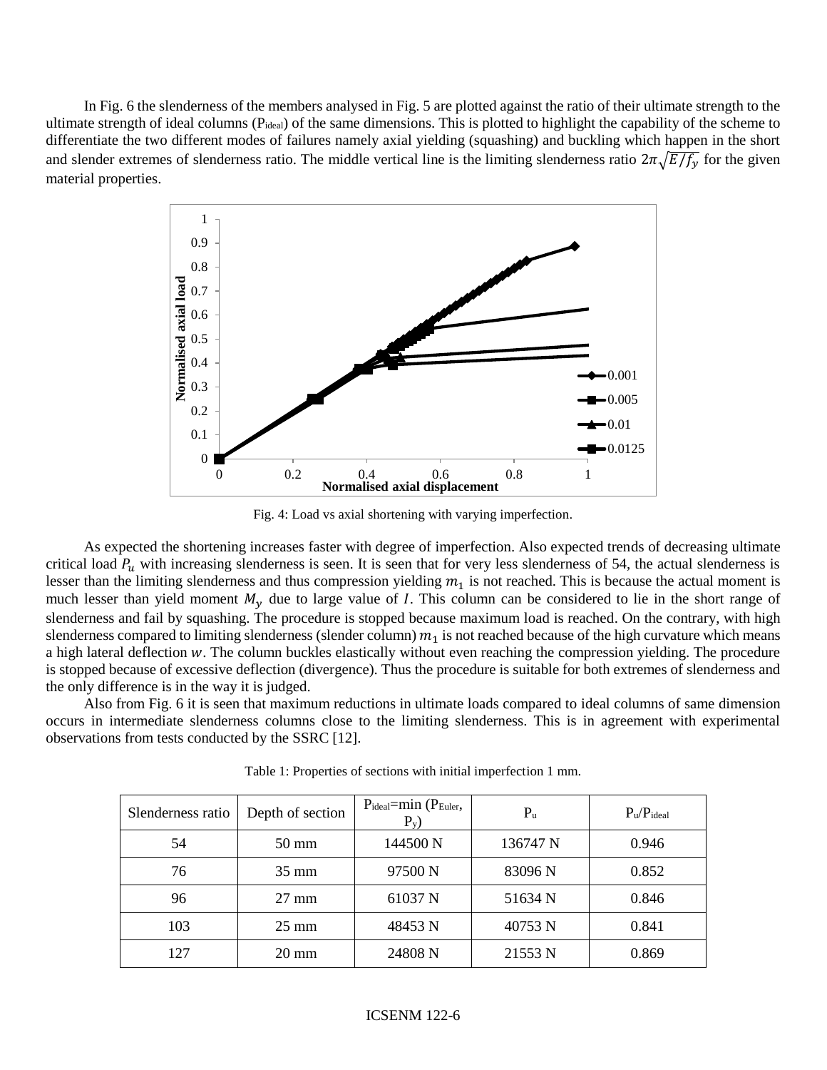In Fig. 6 the slenderness of the members analysed in Fig. 5 are plotted against the ratio of their ultimate strength to the ultimate strength of ideal columns ($P_{ideal}$) of the same dimensions. This is plotted to highlight the capability of the scheme to differentiate the two different modes of failures namely axial yielding (squashing) and buckling which happen in the short and slender extremes of slenderness ratio. The middle vertical line is the limiting slenderness ratio $2\pi\sqrt{E/f_y}$ for the given material properties.

Fig. 4: Load vs axial shortening with varying imperfection.

As expected the shortening increases faster with degree of imperfection. Also expected trends of decreasing ultimate critical load $P_u$ with increasing slenderness is seen. It is seen that for very less slenderness of 54, the actual slenderness is lesser than the limiting slenderness and thus compression yielding $m_1$ is not reached. This is because the actual moment is much lesser than yield moment $M_y$ due to large value of $I$. This column can be considered to lie in the short range of slenderness and fail by squashing. The procedure is stopped because maximum load is reached. On the contrary, with high slenderness compared to limiting slenderness (slender column) $m_1$ is not reached because of the high curvature which means a high lateral deflection $w$. The column buckles elastically without even reaching the compression yielding. The procedure is stopped because of excessive deflection (divergence). Thus the procedure is suitable for both extremes of slenderness and the only difference is in the way it is judged.

Also from Fig. 6 it is seen that maximum reductions in ultimate loads compared to ideal columns of same dimension occurs in intermediate slenderness columns close to the limiting slenderness. This is in agreement with experimental observations from tests conducted by the SSRC [12].

Table 1: Properties of sections with initial imperfection 1 mm.

| Slenderness ratio | Depth of section | $P_{ideal}$=min ($P_{Euler}$, $P_y$) | $P_u$ | $P_u/P_{ideal}$ |
|---|---|---|---|---|
| 54 | 50 mm | 144500 N | 136747 N | 0.946 |
| 76 | 35 mm | 97500 N | 83096 N | 0.852 |
| 96 | 27 mm | 61037 N | 51634 N | 0.846 |
| 103 | 25 mm | 48453 N | 40753 N | 0.841 |
| 127 | 20 mm | 24808 N | 21553 N | 0.869 |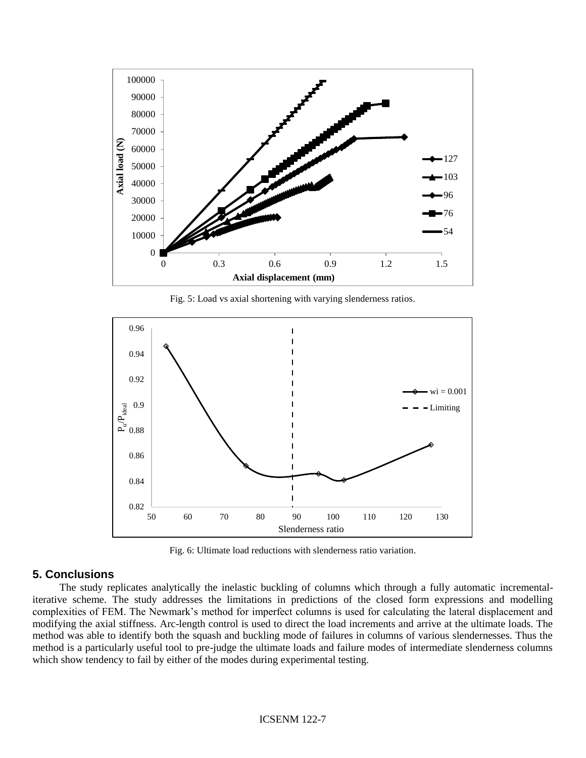Fig. 5: Load vs axial shortening with varying slenderness ratios.

Fig. 6: Ultimate load reductions with slenderness ratio variation.

## 5. Conclusions

The study replicates analytically the inelastic buckling of columns which through a fully automatic incremental-iterative scheme. The study addresses the limitations in predictions of the closed form expressions and modelling complexities of FEM. The Newmark's method for imperfect columns is used for calculating the lateral displacement and modifying the axial stiffness. Arc-length control is used to direct the load increments and arrive at the ultimate loads. The method was able to identify both the squash and buckling mode of failures in columns of various slendernesses. Thus the method is a particularly useful tool to pre-judge the ultimate loads and failure modes of intermediate slenderness columns which show tendency to fail by either of the modes during experimental testing.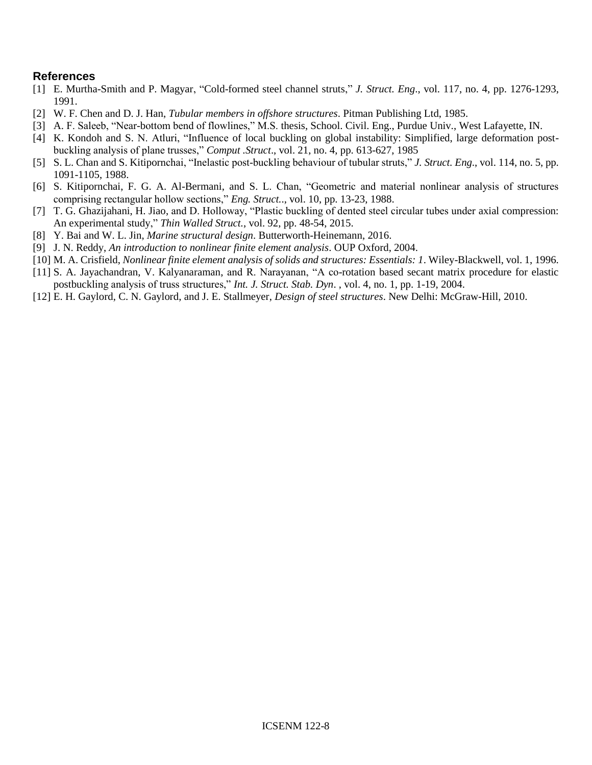## References

[1] E. Murtha-Smith and P. Magyar, "Cold-formed steel channel struts," *J. Struct. Eng*., vol. 117, no. 4, pp. 1276-1293, 1991.

[2] W. F. Chen and D. J. Han, *Tubular members in offshore structures*. Pitman Publishing Ltd, 1985.

[3] A. F. Saleeb, "Near-bottom bend of flowlines," M.S. thesis, School. Civil. Eng., Purdue Univ., West Lafayette, IN.

[4] K. Kondoh and S. N. Atluri, "Influence of local buckling on global instability: Simplified, large deformation post-buckling analysis of plane trusses," *Comput .Struct*., vol. 21, no. 4, pp. 613-627, 1985

[5] S. L. Chan and S. Kitipornchai, "Inelastic post-buckling behaviour of tubular struts," *J. Struct. Eng*., vol. 114, no. 5, pp. 1091-1105, 1988.

[6] S. Kitipornchai, F. G. A. Al-Bermani, and S. L. Chan, "Geometric and material nonlinear analysis of structures comprising rectangular hollow sections," *Eng. Struct..*, vol. 10, pp. 13-23, 1988.

[7] T. G. Ghazijahani, H. Jiao, and D. Holloway, "Plastic buckling of dented steel circular tubes under axial compression: An experimental study," *Thin Walled Struct.*, vol. 92, pp. 48-54, 2015.

[8] Y. Bai and W. L. Jin, *Marine structural design*. Butterworth-Heinemann, 2016.

[9] J. N. Reddy, *An introduction to nonlinear finite element analysis*. OUP Oxford, 2004.

[10] M. A. Crisfield, *Nonlinear finite element analysis of solids and structures: Essentials: 1*. Wiley-Blackwell, vol. 1, 1996.

[11] S. A. Jayachandran, V. Kalyanaraman, and R. Narayanan, "A co-rotation based secant matrix procedure for elastic postbuckling analysis of truss structures," *Int. J. Struct. Stab. Dyn*. , vol. 4, no. 1, pp. 1-19, 2004.

[12] E. H. Gaylord, C. N. Gaylord, and J. E. Stallmeyer, *Design of steel structures*. New Delhi: McGraw-Hill, 2010.